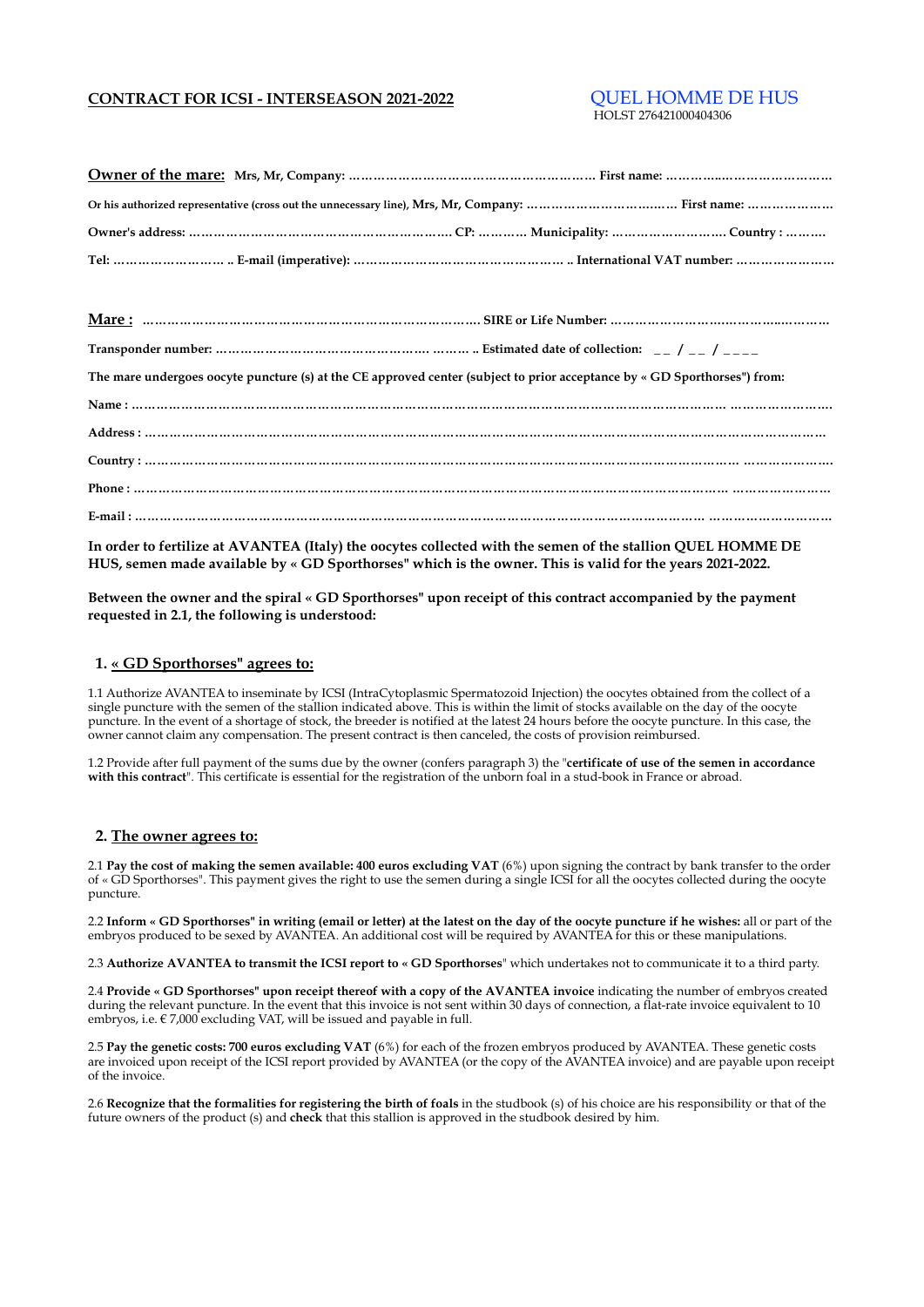**CONTRACT FOR ICSI - INTERSEASON 2021-2022**

QUEL HOMME DE HUS
HOLST 276421000404306

**Owner of the mare:** **Mrs, Mr, Company: ……………………………………………………… First name: ……………..……………………**

**Or his authorized representative (cross out the unnecessary line), Mrs, Mr, Company: ……………………………..…. First name: …………………**

**Owner's address: ……………………………………………………… CP: ………… Municipality: ……………………….. Country : ………**

**Tel: …………………….. .. E-mail (imperative): ………………………………………….. .. International VAT number: ……………………**

**Mare :** **…………………………………………………………………. SIRE or Life Number: ………………………….………..………**

**Transponder number: …………………………………………. ……… .. Estimated date of collection: _ _ / _ _ / _ _ _ _**

**The mare undergoes oocyte puncture (s) at the CE approved center (subject to prior acceptance by « GD Sporthorses") from:**

**Name : ………………………………………………………………………………………………………………………. ……………………**

**Address : ………………………………………………………………………………………………………………………………………**

**Country : …………………………………………………………………………………………………………………… …………………**

**Phone : ………………………………………………………………………………………………………………… ……………………**

**E-mail : ……………………………………………………………………………………………………………… …………………………**

**In order to fertilize at AVANTEA (Italy) the oocytes collected with the semen of the stallion QUEL HOMME DE HUS, semen made available by « GD Sporthorses" which is the owner. This is valid for the years 2021-2022.**

**Between the owner and the spiral « GD Sporthorses" upon receipt of this contract accompanied by the payment requested in 2.1, the following is understood:**

## 1. « GD Sporthorses" agrees to:

1.1 Authorize AVANTEA to inseminate by ICSI (IntraCytoplasmic Spermatozoid Injection) the oocytes obtained from the collect of a single puncture with the semen of the stallion indicated above. This is within the limit of stocks available on the day of the oocyte puncture. In the event of a shortage of stock, the breeder is notified at the latest 24 hours before the oocyte puncture. In this case, the owner cannot claim any compensation. The present contract is then canceled, the costs of provision reimbursed.

1.2 Provide after full payment of the sums due by the owner (confers paragraph 3) the "**certificate of use of the semen in accordance with this contract**". This certificate is essential for the registration of the unborn foal in a stud-book in France or abroad.

## 2. The owner agrees to:

2.1 **Pay the cost of making the semen available: 400 euros excluding VAT** (6%) upon signing the contract by bank transfer to the order of « GD Sporthorses". This payment gives the right to use the semen during a single ICSI for all the oocytes collected during the oocyte puncture.

2.2 **Inform « GD Sporthorses" in writing (email or letter) at the latest on the day of the oocyte puncture if he wishes:** all or part of the embryos produced to be sexed by AVANTEA. An additional cost will be required by AVANTEA for this or these manipulations.

2.3 **Authorize AVANTEA to transmit the ICSI report to « GD Sporthorses**" which undertakes not to communicate it to a third party.

2.4 **Provide « GD Sporthorses" upon receipt thereof with a copy of the AVANTEA invoice** indicating the number of embryos created during the relevant puncture. In the event that this invoice is not sent within 30 days of connection, a flat-rate invoice equivalent to 10 embryos, i.e. € 7,000 excluding VAT, will be issued and payable in full.

2.5 **Pay the genetic costs: 700 euros excluding VAT** (6%) for each of the frozen embryos produced by AVANTEA. These genetic costs are invoiced upon receipt of the ICSI report provided by AVANTEA (or the copy of the AVANTEA invoice) and are payable upon receipt of the invoice.

2.6 **Recognize that the formalities for registering the birth of foals** in the studbook (s) of his choice are his responsibility or that of the future owners of the product (s) and **check** that this stallion is approved in the studbook desired by him.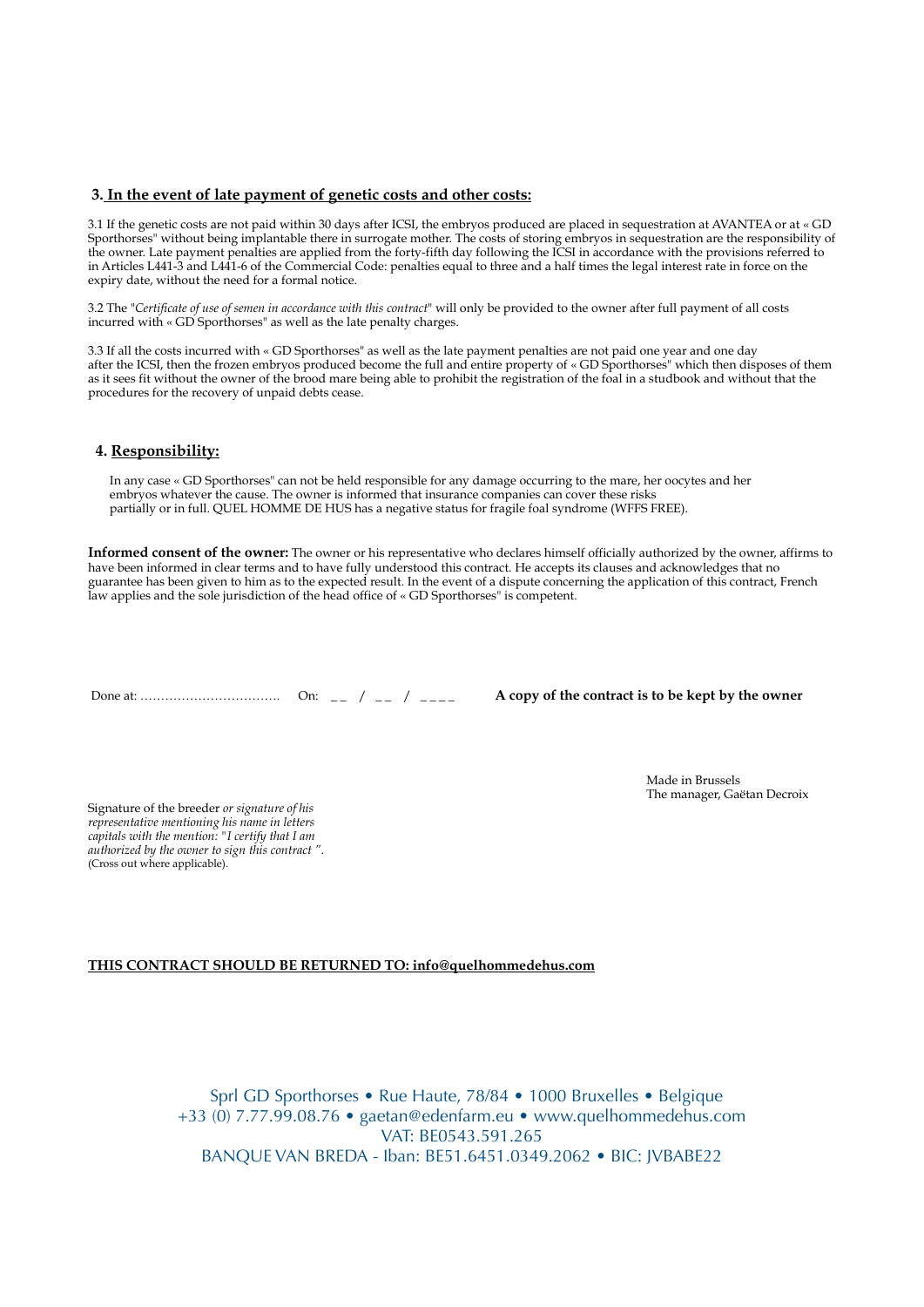### 3. In the event of late payment of genetic costs and other costs:

3.1 If the genetic costs are not paid within 30 days after ICSI, the embryos produced are placed in sequestration at AVANTEA or at « GD Sporthorses" without being implantable there in surrogate mother. The costs of storing embryos in sequestration are the responsibility of the owner. Late payment penalties are applied from the forty-fifth day following the ICSI in accordance with the provisions referred to in Articles L441-3 and L441-6 of the Commercial Code: penalties equal to three and a half times the legal interest rate in force on the expiry date, without the need for a formal notice.

3.2 The "*Certificate of use of semen in accordance with this contract*" will only be provided to the owner after full payment of all costs incurred with « GD Sporthorses" as well as the late penalty charges.

3.3 If all the costs incurred with « GD Sporthorses" as well as the late payment penalties are not paid one year and one day after the ICSI, then the frozen embryos produced become the full and entire property of « GD Sporthorses" which then disposes of them as it sees fit without the owner of the brood mare being able to prohibit the registration of the foal in a studbook and without that the procedures for the recovery of unpaid debts cease.

### 4. Responsibility:

In any case « GD Sporthorses" can not be held responsible for any damage occurring to the mare, her oocytes and her embryos whatever the cause. The owner is informed that insurance companies can cover these risks partially or in full. QUEL HOMME DE HUS has a negative status for fragile foal syndrome (WFFS FREE).

**Informed consent of the owner:** The owner or his representative who declares himself officially authorized by the owner, affirms to have been informed in clear terms and to have fully understood this contract. He accepts its clauses and acknowledges that no guarantee has been given to him as to the expected result. In the event of a dispute concerning the application of this contract, French law applies and the sole jurisdiction of the head office of « GD Sporthorses" is competent.

Done at: ……………………………. On: __ / __ / ____ **A copy of the contract is to be kept by the owner**

Made in Brussels
The manager, Gaëtan Decroix

Signature of the breeder *or signature of his representative mentioning his name in letters capitals with the mention: "I certify that I am authorized by the owner to sign this contract ".*
(Cross out where applicable).

**THIS CONTRACT SHOULD BE RETURNED TO: info@quelhommedehus.com**

Sprl GD Sporthorses • Rue Haute, 78/84 • 1000 Bruxelles • Belgique
+33 (0) 7.77.99.08.76 • gaetan@edenfarm.eu • www.quelhommedehus.com
VAT: BE0543.591.265
BANQUE VAN BREDA - Iban: BE51.6451.0349.2062 • BIC: JVBABE22